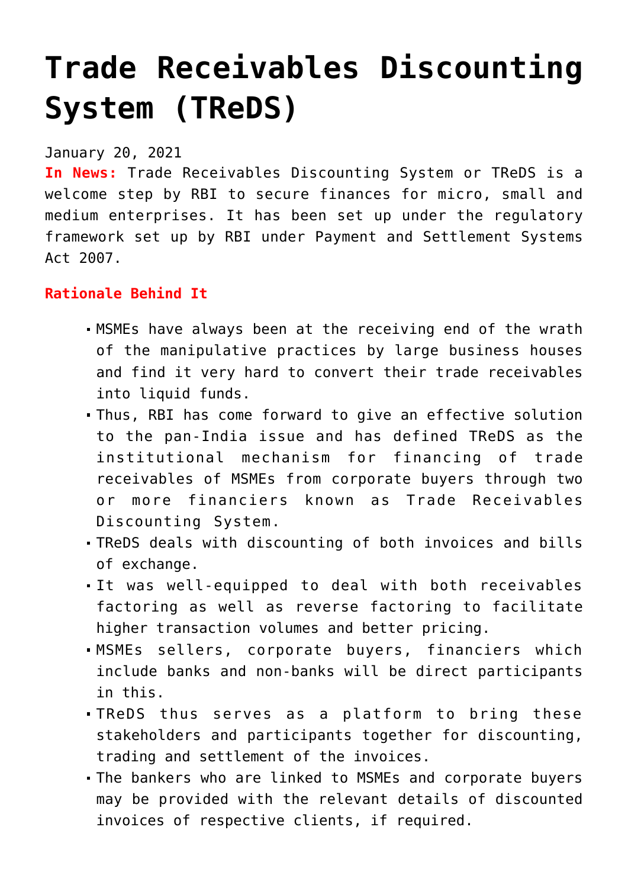# Trade Receivables Discounting System (TReDS)

January 20, 2021

**In News:** Trade Receivables Discounting System or TReDS is a welcome step by RBI to secure finances for micro, small and medium enterprises. It has been set up under the regulatory framework set up by RBI under Payment and Settlement Systems Act 2007.

**Rationale Behind It**

- MSMEs have always been at the receiving end of the wrath of the manipulative practices by large business houses and find it very hard to convert their trade receivables into liquid funds.
- Thus, RBI has come forward to give an effective solution to the pan-India issue and has defined TReDS as the institutional mechanism for financing of trade receivables of MSMEs from corporate buyers through two or more financiers known as Trade Receivables Discounting System.
- TReDS deals with discounting of both invoices and bills of exchange.
- It was well-equipped to deal with both receivables factoring as well as reverse factoring to facilitate higher transaction volumes and better pricing.
- MSMEs sellers, corporate buyers, financiers which include banks and non-banks will be direct participants in this.
- TReDS thus serves as a platform to bring these stakeholders and participants together for discounting, trading and settlement of the invoices.
- The bankers who are linked to MSMEs and corporate buyers may be provided with the relevant details of discounted invoices of respective clients, if required.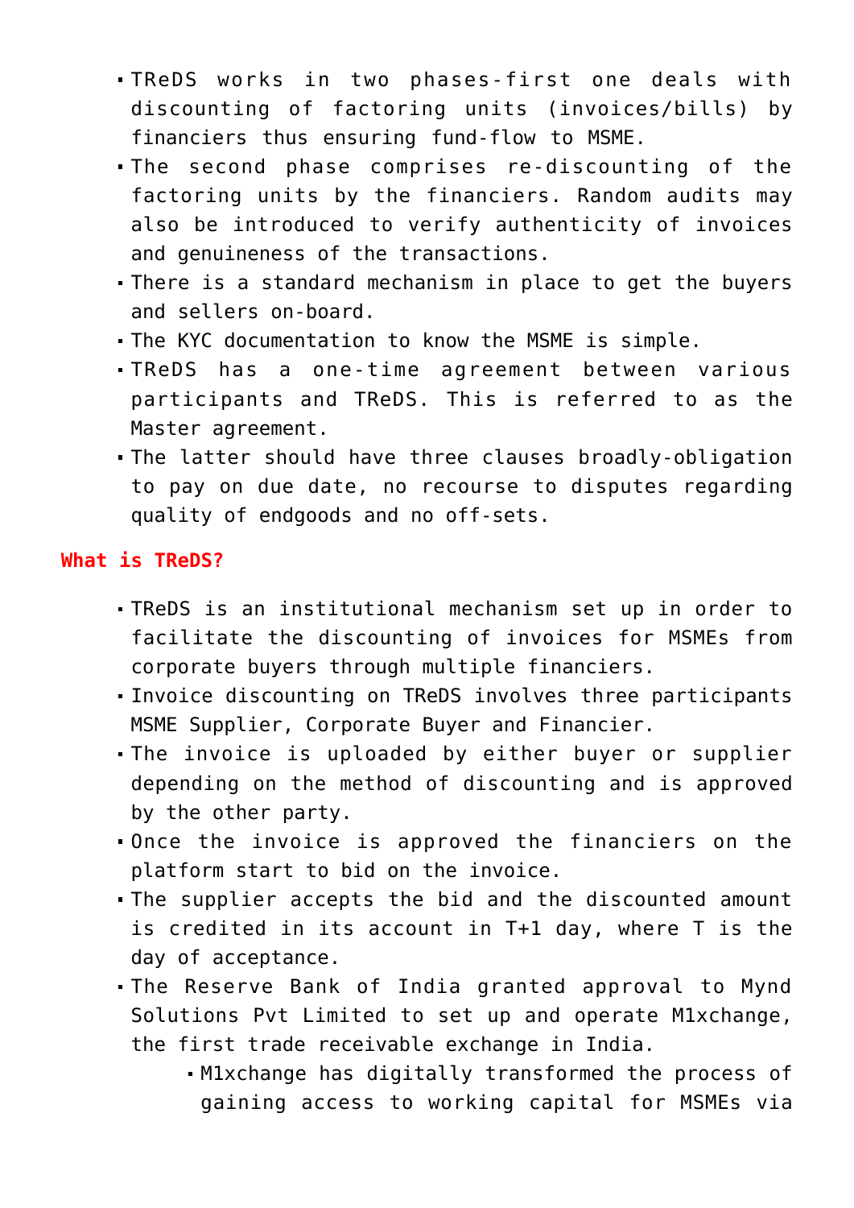- TReDS works in two phases-first one deals with discounting of factoring units (invoices/bills) by financiers thus ensuring fund-flow to MSME.
- The second phase comprises re-discounting of the factoring units by the financiers. Random audits may also be introduced to verify authenticity of invoices and genuineness of the transactions.
- There is a standard mechanism in place to get the buyers and sellers on-board.
- The KYC documentation to know the MSME is simple.
- TReDS has a one-time agreement between various participants and TReDS. This is referred to as the Master agreement.
- The latter should have three clauses broadly-obligation to pay on due date, no recourse to disputes regarding quality of endgoods and no off-sets.

**What is TReDS?**

- TReDS is an institutional mechanism set up in order to facilitate the discounting of invoices for MSMEs from corporate buyers through multiple financiers.
- Invoice discounting on TReDS involves three participants MSME Supplier, Corporate Buyer and Financier.
- The invoice is uploaded by either buyer or supplier depending on the method of discounting and is approved by the other party.
- Once the invoice is approved the financiers on the platform start to bid on the invoice.
- The supplier accepts the bid and the discounted amount is credited in its account in T+1 day, where T is the day of acceptance.
- The Reserve Bank of India granted approval to Mynd Solutions Pvt Limited to set up and operate M1xchange, the first trade receivable exchange in India.
  - M1xchange has digitally transformed the process of gaining access to working capital for MSMEs via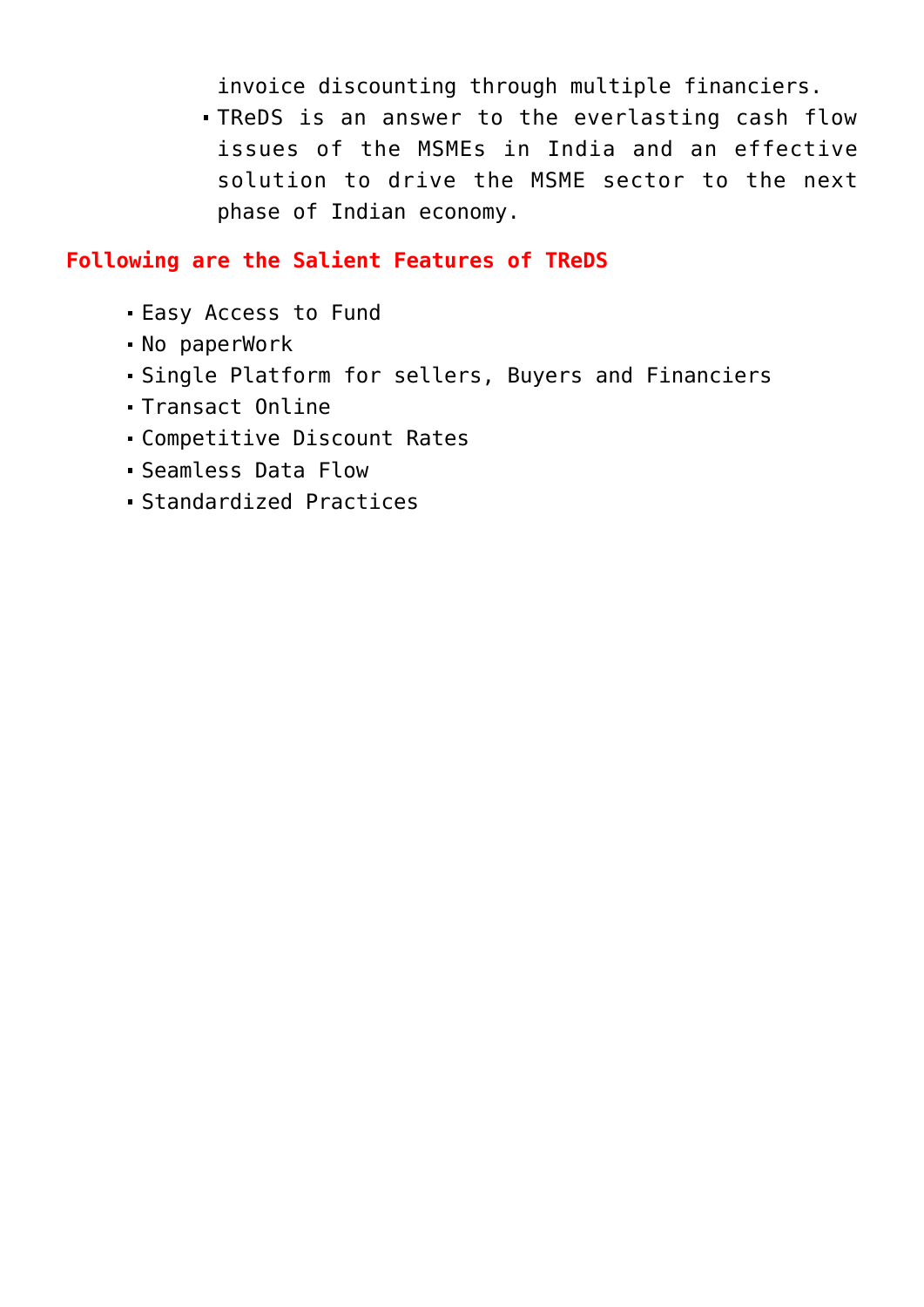invoice discounting through multiple financiers.

- TReDS is an answer to the everlasting cash flow issues of the MSMEs in India and an effective solution to drive the MSME sector to the next phase of Indian economy.

**Following are the Salient Features of TReDS**

- Easy Access to Fund
- No paperWork
- Single Platform for sellers, Buyers and Financiers
- Transact Online
- Competitive Discount Rates
- Seamless Data Flow
- Standardized Practices